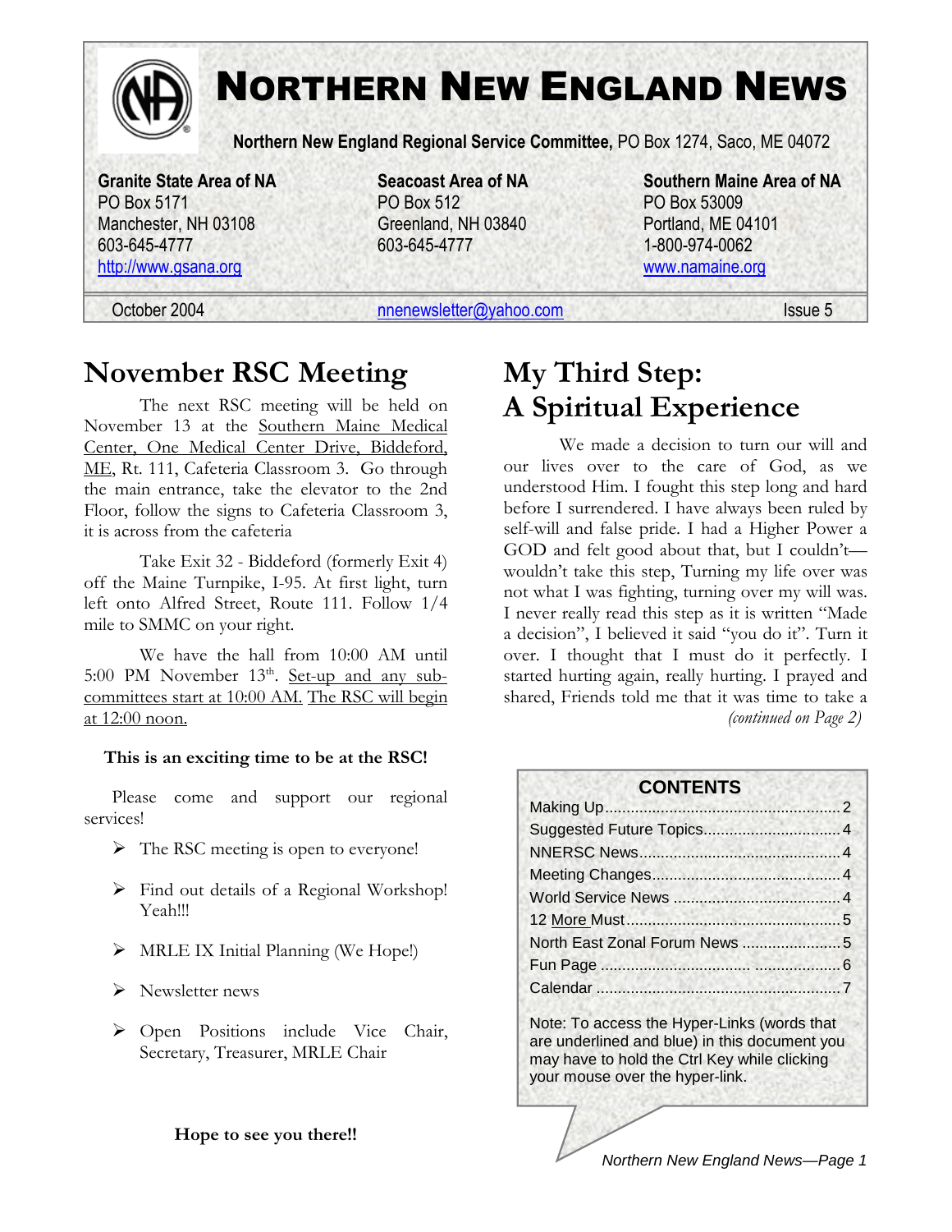# Northern New England News

**Northern New England Regional Service Committee,** PO Box 1274, Saco, ME 04072

**Granite State Area of NA**
PO Box 5171
Manchester, NH 03108
603-645-4777
http://www.gsana.org

**Seacoast Area of NA**
PO Box 512
Greenland, NH 03840
603-645-4777

**Southern Maine Area of NA**
PO Box 53009
Portland, ME 04101
1-800-974-0062
www.namaine.org

October 2004 | nnenewsletter@yahoo.com | Issue 5

## November RSC Meeting

The next RSC meeting will be held on November 13 at the Southern Maine Medical Center, One Medical Center Drive, Biddeford, ME, Rt. 111, Cafeteria Classroom 3. Go through the main entrance, take the elevator to the 2nd Floor, follow the signs to Cafeteria Classroom 3, it is across from the cafeteria

Take Exit 32 - Biddeford (formerly Exit 4) off the Maine Turnpike, I-95. At first light, turn left onto Alfred Street, Route 111. Follow 1/4 mile to SMMC on your right.

We have the hall from 10:00 AM until 5:00 PM November 13th. Set-up and any sub-committees start at 10:00 AM. The RSC will begin at 12:00 noon.

**This is an exciting time to be at the RSC!**

Please come and support our regional services!

- The RSC meeting is open to everyone!
- Find out details of a Regional Workshop! Yeah!!!
- MRLE IX Initial Planning (We Hope!)
- Newsletter news
- Open Positions include Vice Chair, Secretary, Treasurer, MRLE Chair

**Hope to see you there!!**

## My Third Step: A Spiritual Experience

We made a decision to turn our will and our lives over to the care of God, as we understood Him. I fought this step long and hard before I surrendered. I have always been ruled by self-will and false pride. I had a Higher Power a GOD and felt good about that, but I couldn't—wouldn't take this step, Turning my life over was not what I was fighting, turning over my will was. I never really read this step as it is written "Made a decision", I believed it said "you do it". Turn it over. I thought that I must do it perfectly. I started hurting again, really hurting. I prayed and shared, Friends told me that it was time to take a

*(continued on Page 2)*

### CONTENTS

- Making Up....2
- Suggested Future Topics....4
- NNERSC News....4
- Meeting Changes....4
- World Service News....4
- 12 More Must....5
- North East Zonal Forum News....5
- Fun Page....6
- Calendar....7

Note: To access the Hyper-Links (words that are underlined and blue) in this document you may have to hold the Ctrl Key while clicking your mouse over the hyper-link.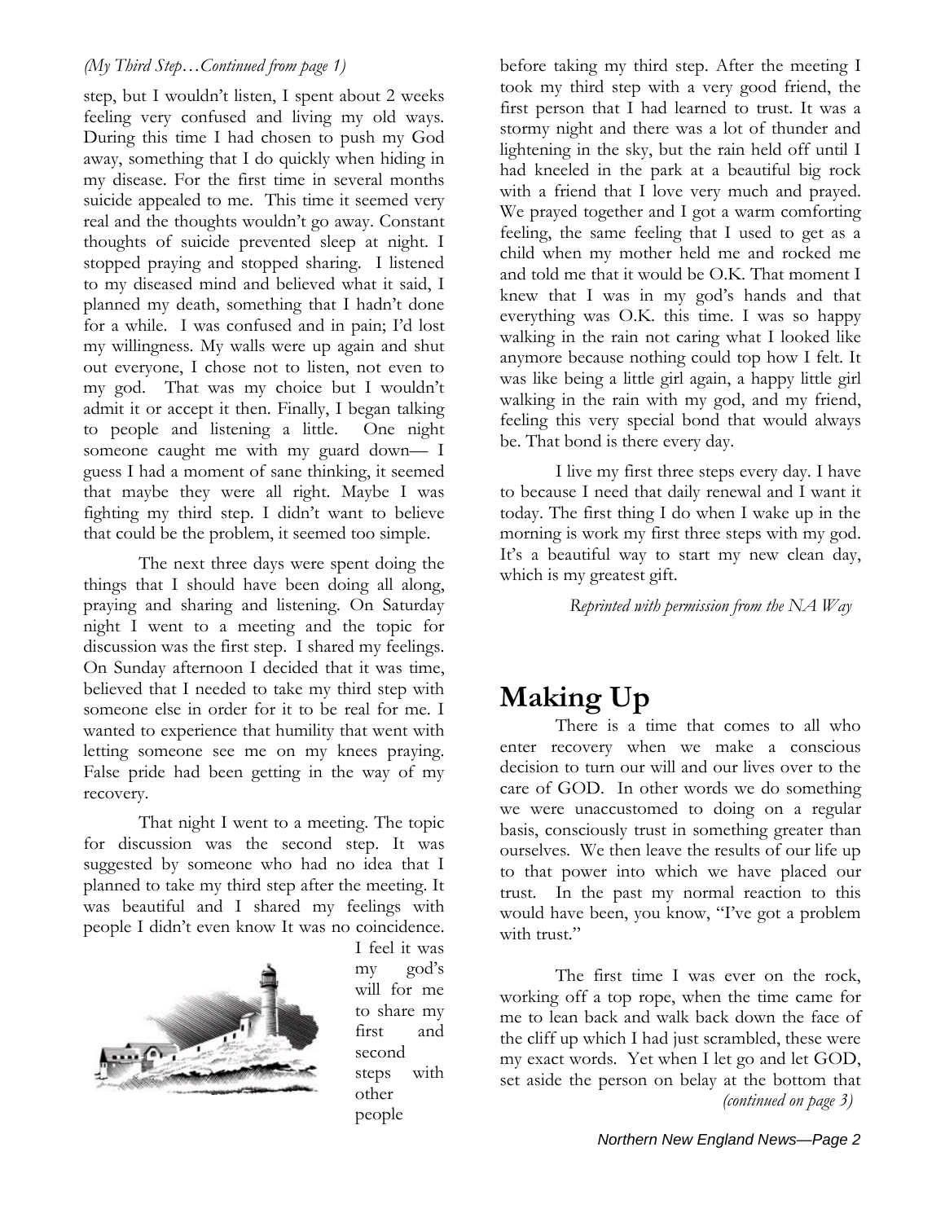*(My Third Step…Continued from page 1)*

step, but I wouldn't listen, I spent about 2 weeks feeling very confused and living my old ways. During this time I had chosen to push my God away, something that I do quickly when hiding in my disease. For the first time in several months suicide appealed to me. This time it seemed very real and the thoughts wouldn't go away. Constant thoughts of suicide prevented sleep at night. I stopped praying and stopped sharing. I listened to my diseased mind and believed what it said, I planned my death, something that I hadn't done for a while. I was confused and in pain; I'd lost my willingness. My walls were up again and shut out everyone, I chose not to listen, not even to my god. That was my choice but I wouldn't admit it or accept it then. Finally, I began talking to people and listening a little. One night someone caught me with my guard down— I guess I had a moment of sane thinking, it seemed that maybe they were all right. Maybe I was fighting my third step. I didn't want to believe that could be the problem, it seemed too simple.

The next three days were spent doing the things that I should have been doing all along, praying and sharing and listening. On Saturday night I went to a meeting and the topic for discussion was the first step. I shared my feelings. On Sunday afternoon I decided that it was time, believed that I needed to take my third step with someone else in order for it to be real for me. I wanted to experience that humility that went with letting someone see me on my knees praying. False pride had been getting in the way of my recovery.

That night I went to a meeting. The topic for discussion was the second step. It was suggested by someone who had no idea that I planned to take my third step after the meeting. It was beautiful and I shared my feelings with people I didn't even know It was no coincidence. I feel it was my god's will for me to share my first and second steps with other people before taking my third step. After the meeting I took my third step with a very good friend, the first person that I had learned to trust. It was a stormy night and there was a lot of thunder and lightening in the sky, but the rain held off until I had kneeled in the park at a beautiful big rock with a friend that I love very much and prayed. We prayed together and I got a warm comforting feeling, the same feeling that I used to get as a child when my mother held me and rocked me and told me that it would be O.K. That moment I knew that I was in my god's hands and that everything was O.K. this time. I was so happy walking in the rain not caring what I looked like anymore because nothing could top how I felt. It was like being a little girl again, a happy little girl walking in the rain with my god, and my friend, feeling this very special bond that would always be. That bond is there every day.

I live my first three steps every day. I have to because I need that daily renewal and I want it today. The first thing I do when I wake up in the morning is work my first three steps with my god. It's a beautiful way to start my new clean day, which is my greatest gift.

*Reprinted with permission from the NA Way*

# Making Up

There is a time that comes to all who enter recovery when we make a conscious decision to turn our will and our lives over to the care of GOD. In other words we do something we were unaccustomed to doing on a regular basis, consciously trust in something greater than ourselves. We then leave the results of our life up to that power into which we have placed our trust. In the past my normal reaction to this would have been, you know, "I've got a problem with trust."

The first time I was ever on the rock, working off a top rope, when the time came for me to lean back and walk back down the face of the cliff up which I had just scrambled, these were my exact words. Yet when I let go and let GOD, set aside the person on belay at the bottom that

*(continued on page 3)*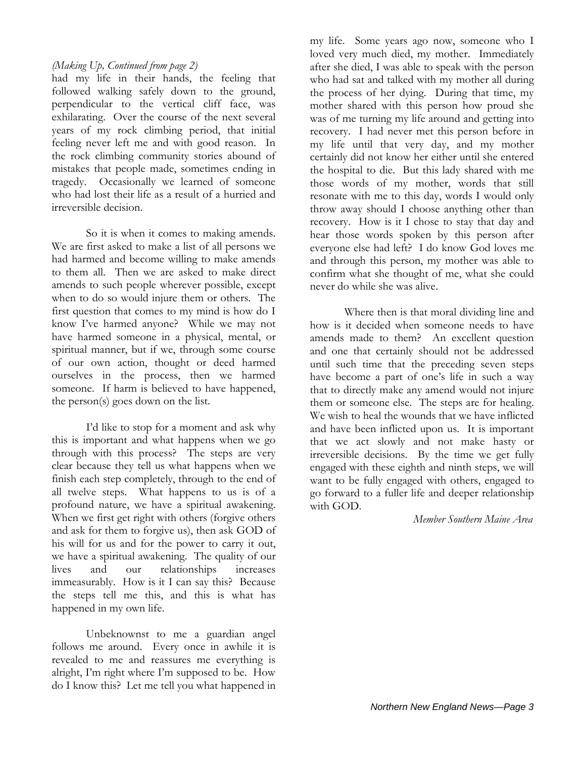*(Making Up, Continued from page 2)*

had my life in their hands, the feeling that followed walking safely down to the ground, perpendicular to the vertical cliff face, was exhilarating. Over the course of the next several years of my rock climbing period, that initial feeling never left me and with good reason. In the rock climbing community stories abound of mistakes that people made, sometimes ending in tragedy. Occasionally we learned of someone who had lost their life as a result of a hurried and irreversible decision.

So it is when it comes to making amends. We are first asked to make a list of all persons we had harmed and become willing to make amends to them all. Then we are asked to make direct amends to such people wherever possible, except when to do so would injure them or others. The first question that comes to my mind is how do I know I've harmed anyone? While we may not have harmed someone in a physical, mental, or spiritual manner, but if we, through some course of our own action, thought or deed harmed ourselves in the process, then we harmed someone. If harm is believed to have happened, the person(s) goes down on the list.

I'd like to stop for a moment and ask why this is important and what happens when we go through with this process? The steps are very clear because they tell us what happens when we finish each step completely, through to the end of all twelve steps. What happens to us is of a profound nature, we have a spiritual awakening. When we first get right with others (forgive others and ask for them to forgive us), then ask GOD of his will for us and for the power to carry it out, we have a spiritual awakening. The quality of our lives and our relationships increases immeasurably. How is it I can say this? Because the steps tell me this, and this is what has happened in my own life.

Unbeknownst to me a guardian angel follows me around. Every once in awhile it is revealed to me and reassures me everything is alright, I'm right where I'm supposed to be. How do I know this? Let me tell you what happened in my life. Some years ago now, someone who I loved very much died, my mother. Immediately after she died, I was able to speak with the person who had sat and talked with my mother all during the process of her dying. During that time, my mother shared with this person how proud she was of me turning my life around and getting into recovery. I had never met this person before in my life until that very day, and my mother certainly did not know her either until she entered the hospital to die. But this lady shared with me those words of my mother, words that still resonate with me to this day, words I would only throw away should I choose anything other than recovery. How is it I chose to stay that day and hear those words spoken by this person after everyone else had left? I do know God loves me and through this person, my mother was able to confirm what she thought of me, what she could never do while she was alive.

Where then is that moral dividing line and how is it decided when someone needs to have amends made to them? An excellent question and one that certainly should not be addressed until such time that the preceding seven steps have become a part of one's life in such a way that to directly make any amend would not injure them or someone else. The steps are for healing. We wish to heal the wounds that we have inflicted and have been inflicted upon us. It is important that we act slowly and not make hasty or irreversible decisions. By the time we get fully engaged with these eighth and ninth steps, we will want to be fully engaged with others, engaged to go forward to a fuller life and deeper relationship with GOD.

*Member Southern Maine Area*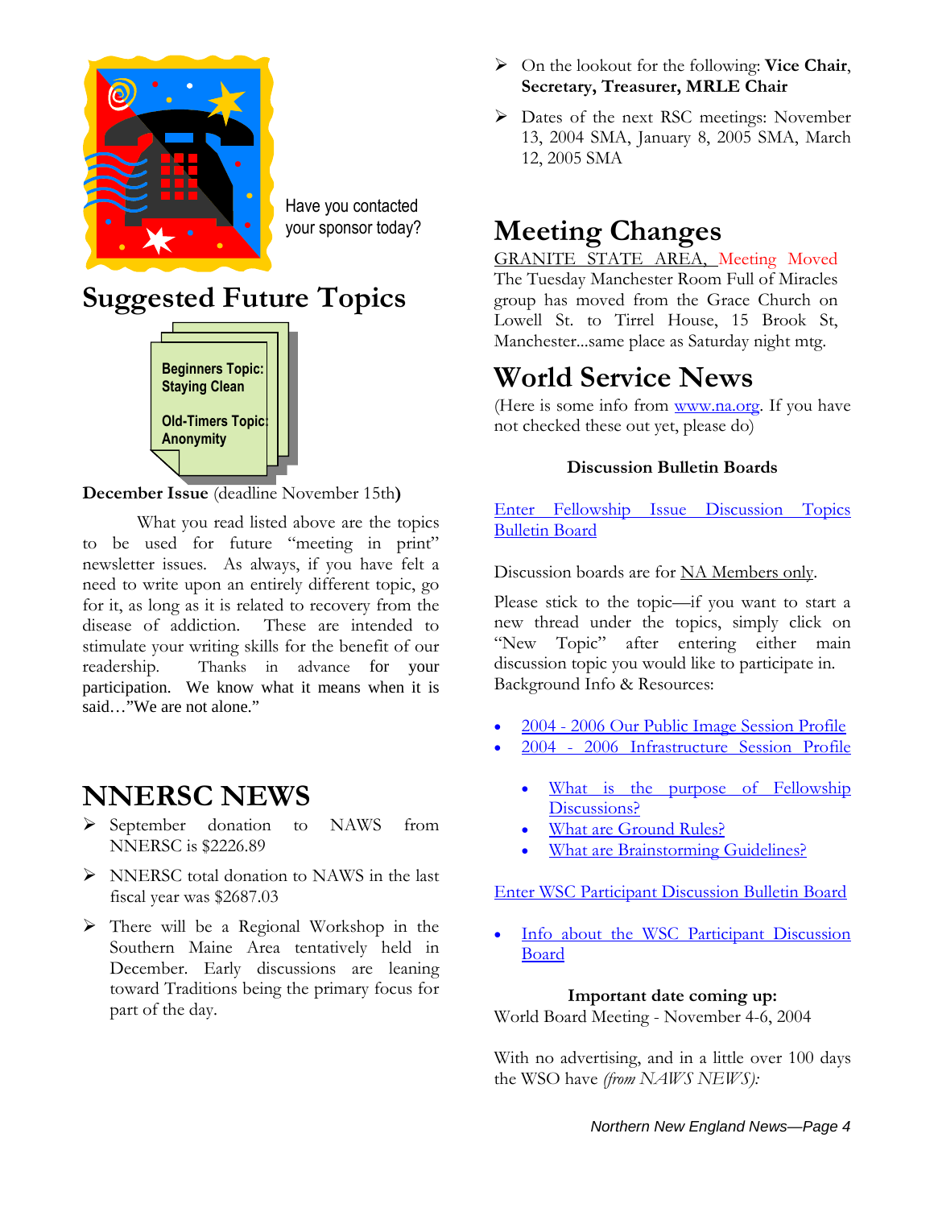Have you contacted your sponsor today?

## Suggested Future Topics

Beginners Topic: Staying Clean

Old-Timers Topic: Anonymity

**December Issue** (deadline November 15th**)**

What you read listed above are the topics to be used for future "meeting in print" newsletter issues. As always, if you have felt a need to write upon an entirely different topic, go for it, as long as it is related to recovery from the disease of addiction. These are intended to stimulate your writing skills for the benefit of our readership. Thanks in advance for your participation. We know what it means when it is said…"We are not alone."

## NNERSC NEWS

- September donation to NAWS from NNERSC is $2226.89
- NNERSC total donation to NAWS in the last fiscal year was $2687.03
- There will be a Regional Workshop in the Southern Maine Area tentatively held in December. Early discussions are leaning toward Traditions being the primary focus for part of the day.
- On the lookout for the following: **Vice Chair**, **Secretary, Treasurer, MRLE Chair**
- Dates of the next RSC meetings: November 13, 2004 SMA, January 8, 2005 SMA, March 12, 2005 SMA

## Meeting Changes

GRANITE STATE AREA, Meeting Moved
The Tuesday Manchester Room Full of Miracles group has moved from the Grace Church on Lowell St. to Tirrel House, 15 Brook St, Manchester...same place as Saturday night mtg.

## World Service News

(Here is some info from www.na.org. If you have not checked these out yet, please do)

**Discussion Bulletin Boards**

Enter Fellowship Issue Discussion Topics Bulletin Board

Discussion boards are for NA Members only.

Please stick to the topic—if you want to start a new thread under the topics, simply click on "New Topic" after entering either main discussion topic you would like to participate in.
Background Info & Resources:

- 2004 - 2006 Our Public Image Session Profile
- 2004 - 2006 Infrastructure Session Profile
  - What is the purpose of Fellowship Discussions?
  - What are Ground Rules?
  - What are Brainstorming Guidelines?

Enter WSC Participant Discussion Bulletin Board

- Info about the WSC Participant Discussion Board

**Important date coming up:**
World Board Meeting - November 4-6, 2004

With no advertising, and in a little over 100 days the WSO have *(from NAWS NEWS):*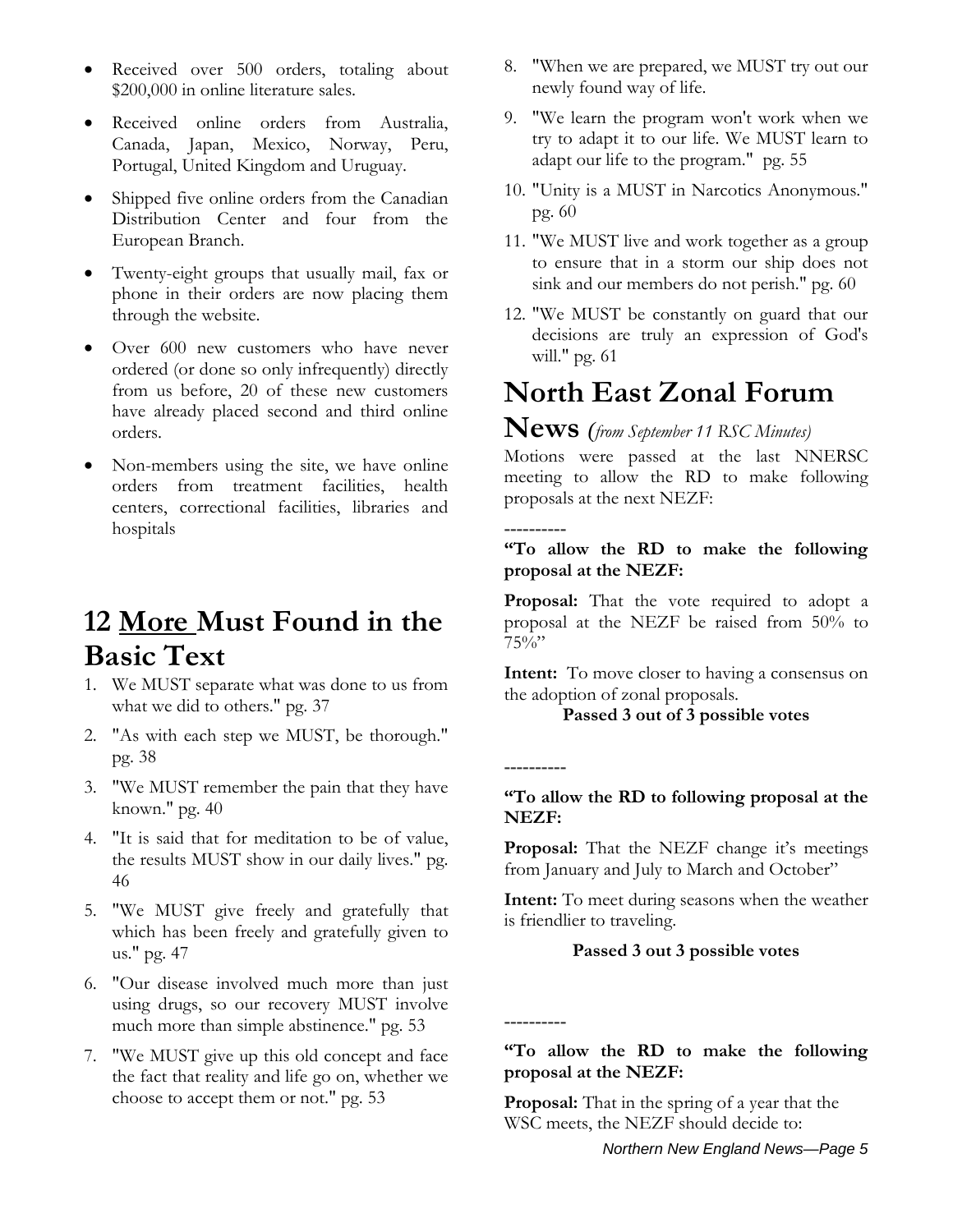- Received over 500 orders, totaling about $200,000 in online literature sales.
- Received online orders from Australia, Canada, Japan, Mexico, Norway, Peru, Portugal, United Kingdom and Uruguay.
- Shipped five online orders from the Canadian Distribution Center and four from the European Branch.
- Twenty-eight groups that usually mail, fax or phone in their orders are now placing them through the website.
- Over 600 new customers who have never ordered (or done so only infrequently) directly from us before, 20 of these new customers have already placed second and third online orders.
- Non-members using the site, we have online orders from treatment facilities, health centers, correctional facilities, libraries and hospitals

## 12 More Must Found in the Basic Text

1. We MUST separate what was done to us from what we did to others." pg. 37
2. "As with each step we MUST, be thorough." pg. 38
3. "We MUST remember the pain that they have known." pg. 40
4. "It is said that for meditation to be of value, the results MUST show in our daily lives." pg. 46
5. "We MUST give freely and gratefully that which has been freely and gratefully given to us." pg. 47
6. "Our disease involved much more than just using drugs, so our recovery MUST involve much more than simple abstinence." pg. 53
7. "We MUST give up this old concept and face the fact that reality and life go on, whether we choose to accept them or not." pg. 53
8. "When we are prepared, we MUST try out our newly found way of life.
9. "We learn the program won't work when we try to adapt it to our life. We MUST learn to adapt our life to the program." pg. 55
10. "Unity is a MUST in Narcotics Anonymous." pg. 60
11. "We MUST live and work together as a group to ensure that in a storm our ship does not sink and our members do not perish." pg. 60
12. "We MUST be constantly on guard that our decisions are truly an expression of God's will." pg. 61

## North East Zonal Forum News *(from September 11 RSC Minutes)*

Motions were passed at the last NNERSC meeting to allow the RD to make following proposals at the next NEZF:

----------

**"To allow the RD to make the following proposal at the NEZF:**

**Proposal:** That the vote required to adopt a proposal at the NEZF be raised from 50% to 75%"

**Intent:** To move closer to having a consensus on the adoption of zonal proposals.

**Passed 3 out of 3 possible votes**

----------

**"To allow the RD to following proposal at the NEZF:**

**Proposal:** That the NEZF change it's meetings from January and July to March and October"

**Intent:** To meet during seasons when the weather is friendlier to traveling.

**Passed 3 out 3 possible votes**

----------

**"To allow the RD to make the following proposal at the NEZF:**

**Proposal:** That in the spring of a year that the WSC meets, the NEZF should decide to: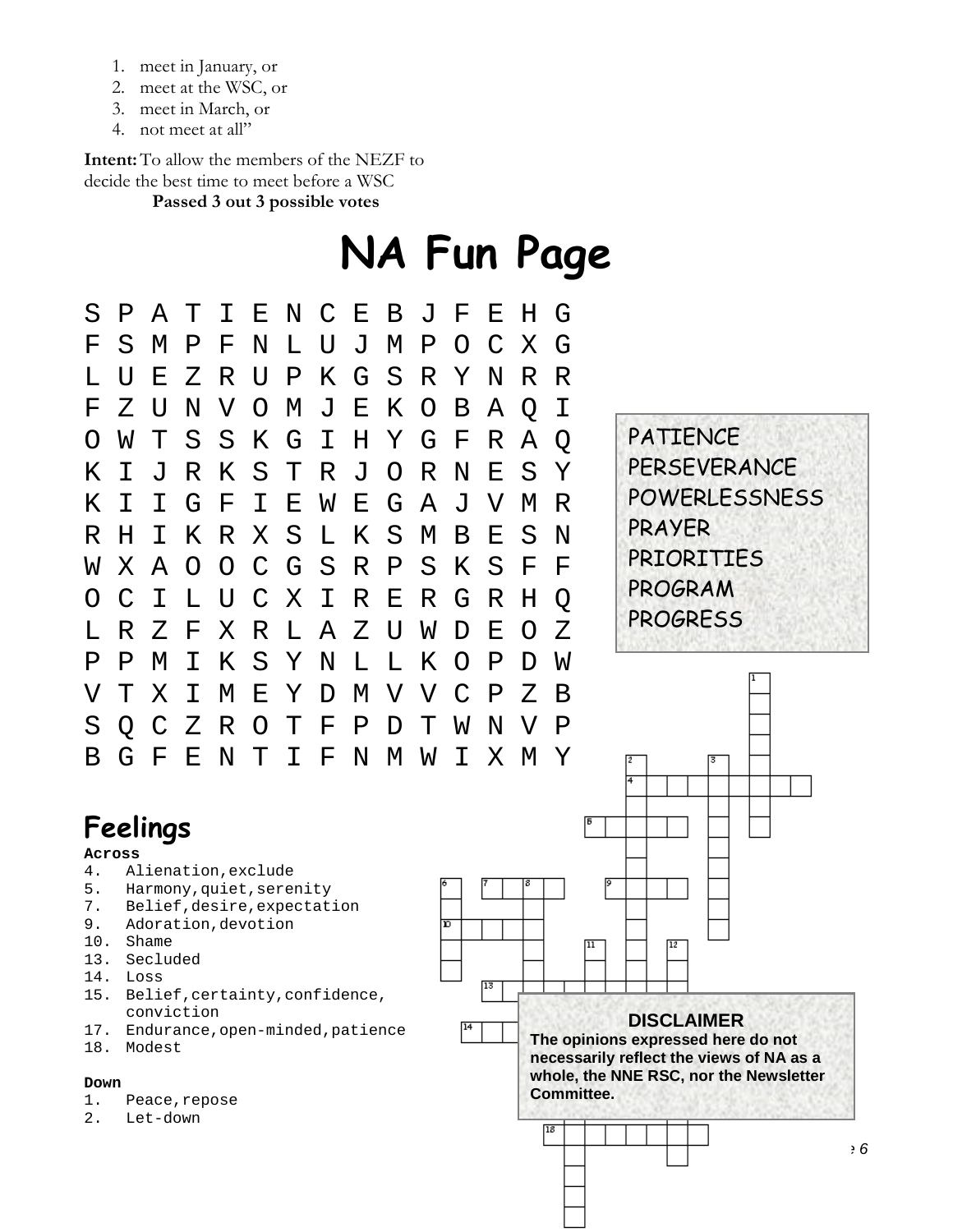1. meet in January, or
2. meet at the WSC, or
3. meet in March, or
4. not meet at all"

**Intent:** To allow the members of the NEZF to decide the best time to meet before a WSC

**Passed 3 out 3 possible votes**

# NA Fun Page

```
S P A T I E N C E B J F E H G
F S M P F N L U J M P O C X G
L U E Z R U P K G S R Y N R R
F Z U N V O M J E K O B A Q I
O W T S S K G I H Y G F R A Q
K I J R K S T R J O R N E S Y
K I I G F I E W E G A J V M R
R H I K R X S L K S M B E S N
W X A O O C G S R P S K S F F
O C I L U C X I R E R G R H Q
L R Z F X R L A Z U W D E O Z
P P M I K S Y N L L K O P D W
V T X I M E Y D M V V C P Z B
S Q C Z R O T F P D T W N V P
B G F E N T I F N M W I X M Y
```

PATIENCE
PERSEVERANCE
POWERLESSNESS
PRAYER
PRIORITIES
PROGRAM
PROGRESS

## Feelings

**Across**

4. Alienation,exclude
5. Harmony,quiet,serenity
7. Belief,desire,expectation
9. Adoration,devotion
10. Shame
13. Secluded
14. Loss
15. Belief,certainty,confidence, conviction
17. Endurance,open-minded,patience
18. Modest

**Down**

1. Peace,repose
2. Let-down

**DISCLAIMER**

**The opinions expressed here do not necessarily reflect the views of NA as a whole, the NNE RSC, nor the Newsletter Committee.**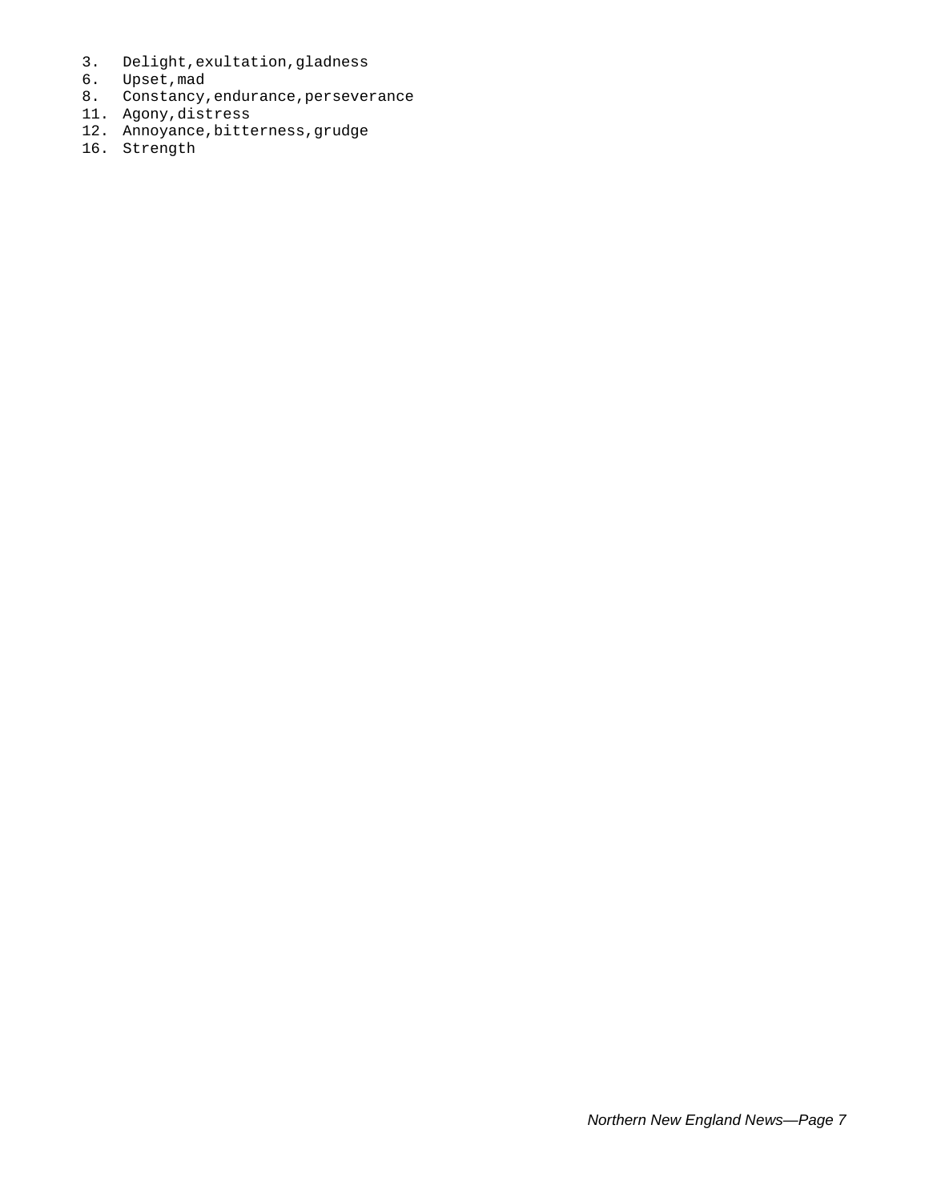3. Delight,exultation,gladness
6. Upset,mad
8. Constancy,endurance,perseverance
11. Agony,distress
12. Annoyance,bitterness,grudge
16. Strength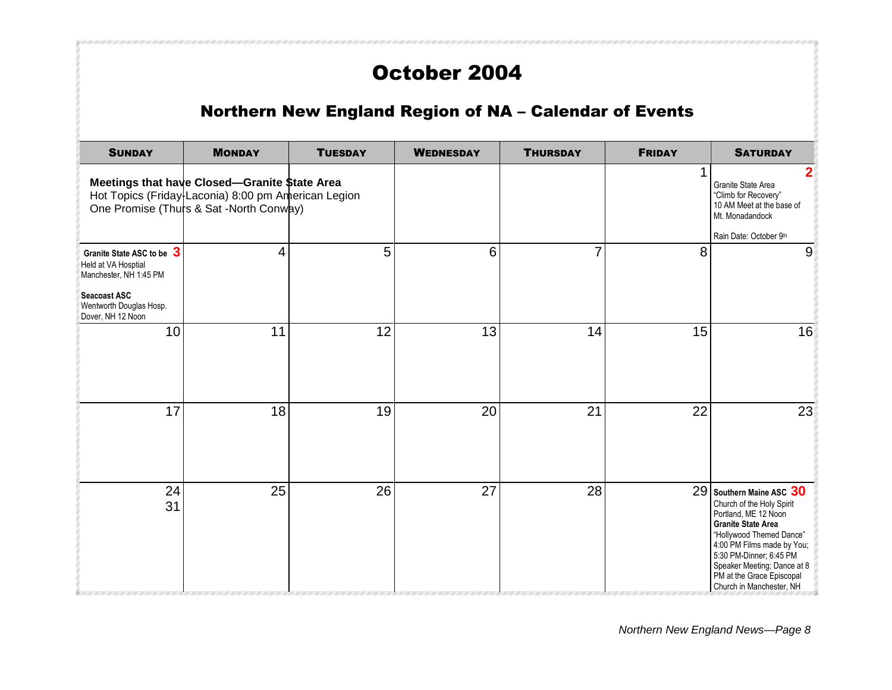# October 2004

## Northern New England Region of NA – Calendar of Events

**Meetings that have Closed—Granite State Area**
Hot Topics (Friday-Laconia) 8:00 pm American Legion
One Promise (Thurs & Sat -North Conway)

| Sunday | Monday | Tuesday | Wednesday | Thursday | Friday | Saturday |
|---|---|---|---|---|---|---|
| | | | | | 1 | 2 Granite State Area "Climb for Recovery" 10 AM Meet at the base of Mt. Monadandock. Rain Date: October 9th |
| 3 **Granite State ASC to be** Held at VA Hosptial Manchester, NH 1:45 PM. **Seacoast ASC** Wentworth Douglas Hosp. Dover, NH 12 Noon | 4 | 5 | 6 | 7 | 8 | 9 |
| 10 | 11 | 12 | 13 | 14 | 15 | 16 |
| 17 | 18 | 19 | 20 | 21 | 22 | 23 |
| 24 / 31 | 25 | 26 | 27 | 28 | 29 | 30 **Southern Maine ASC** Church of the Holy Spirit Portland, ME 12 Noon. **Granite State Area** "Hollywood Themed Dance" 4:00 PM Films made by You; 5:30 PM-Dinner; 6:45 PM Speaker Meeting; Dance at 8 PM at the Grace Episcopal Church in Manchester, NH |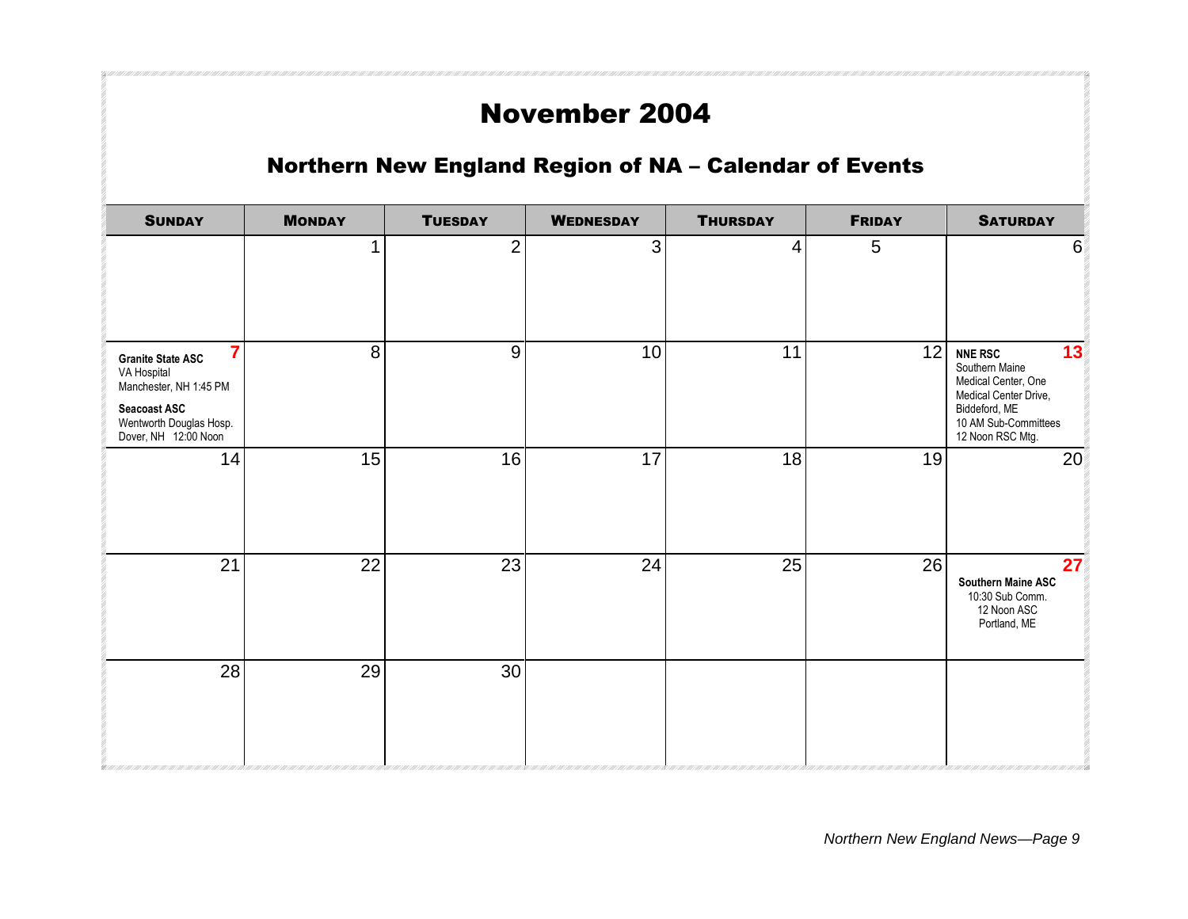# November 2004

## Northern New England Region of NA – Calendar of Events

| SUNDAY | MONDAY | TUESDAY | WEDNESDAY | THURSDAY | FRIDAY | SATURDAY |
|---|---|---|---|---|---|---|
| | 1 | 2 | 3 | 4 | 5 | 6 |
| 7 **Granite State ASC** VA Hospital Manchester, NH 1:45 PM **Seacoast ASC** Wentworth Douglas Hosp. Dover, NH 12:00 Noon | 8 | 9 | 10 | 11 | 12 | 13 **NNE RSC** Southern Maine Medical Center, One Medical Center Drive, Biddeford, ME 10 AM Sub-Committees 12 Noon RSC Mtg. |
| 14 | 15 | 16 | 17 | 18 | 19 | 20 |
| 21 | 22 | 23 | 24 | 25 | 26 | 27 **Southern Maine ASC** 10:30 Sub Comm. 12 Noon ASC Portland, ME |
| 28 | 29 | 30 | | | | |

*Northern New England News—Page 9*